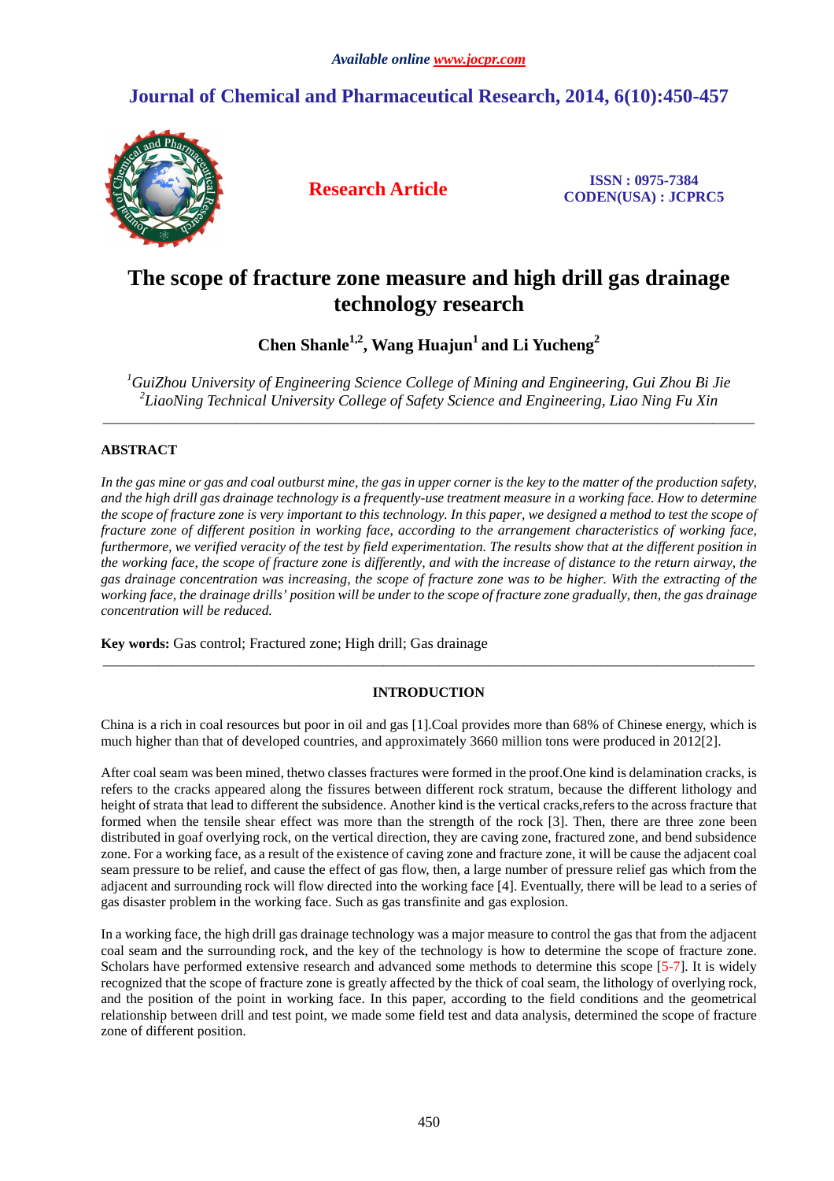# The scope of fracture zone measure and high drill gas drainage technology research

**Chen Shanle[1,2], Wang Huajun[1] and Li Yucheng[2]**

*[1]GuiZhou University of Engineering Science College of Mining and Engineering, Gui Zhou Bi Jie*
*[2]LiaoNing Technical University College of Safety Science and Engineering, Liao Ning Fu Xin*

---

## ABSTRACT

*In the gas mine or gas and coal outburst mine, the gas in upper corner is the key to the matter of the production safety, and the high drill gas drainage technology is a frequently-use treatment measure in a working face. How to determine the scope of fracture zone is very important to this technology. In this paper, we designed a method to test the scope of fracture zone of different position in working face, according to the arrangement characteristics of working face, furthermore, we verified veracity of the test by field experimentation. The results show that at the different position in the working face, the scope of fracture zone is differently, and with the increase of distance to the return airway, the gas drainage concentration was increasing, the scope of fracture zone was to be higher. With the extracting of the working face, the drainage drills' position will be under to the scope of fracture zone gradually, then, the gas drainage concentration will be reduced.*

**Key words:** Gas control; Fractured zone; High drill; Gas drainage

---

## INTRODUCTION

China is a rich in coal resources but poor in oil and gas [1].Coal provides more than 68% of Chinese energy, which is much higher than that of developed countries, and approximately 3660 million tons were produced in 2012[2].

After coal seam was been mined, thetwo classes fractures were formed in the proof.One kind is delamination cracks, is refers to the cracks appeared along the fissures between different rock stratum, because the different lithology and height of strata that lead to different the subsidence. Another kind is the vertical cracks,refers to the across fracture that formed when the tensile shear effect was more than the strength of the rock [3]. Then, there are three zone been distributed in goaf overlying rock, on the vertical direction, they are caving zone, fractured zone, and bend subsidence zone. For a working face, as a result of the existence of caving zone and fracture zone, it will be cause the adjacent coal seam pressure to be relief, and cause the effect of gas flow, then, a large number of pressure relief gas which from the adjacent and surrounding rock will flow directed into the working face [4]. Eventually, there will be lead to a series of gas disaster problem in the working face. Such as gas transfinite and gas explosion.

In a working face, the high drill gas drainage technology was a major measure to control the gas that from the adjacent coal seam and the surrounding rock, and the key of the technology is how to determine the scope of fracture zone. Scholars have performed extensive research and advanced some methods to determine this scope [5-7]. It is widely recognized that the scope of fracture zone is greatly affected by the thick of coal seam, the lithology of overlying rock, and the position of the point in working face. In this paper, according to the field conditions and the geometrical relationship between drill and test point, we made some field test and data analysis, determined the scope of fracture zone of different position.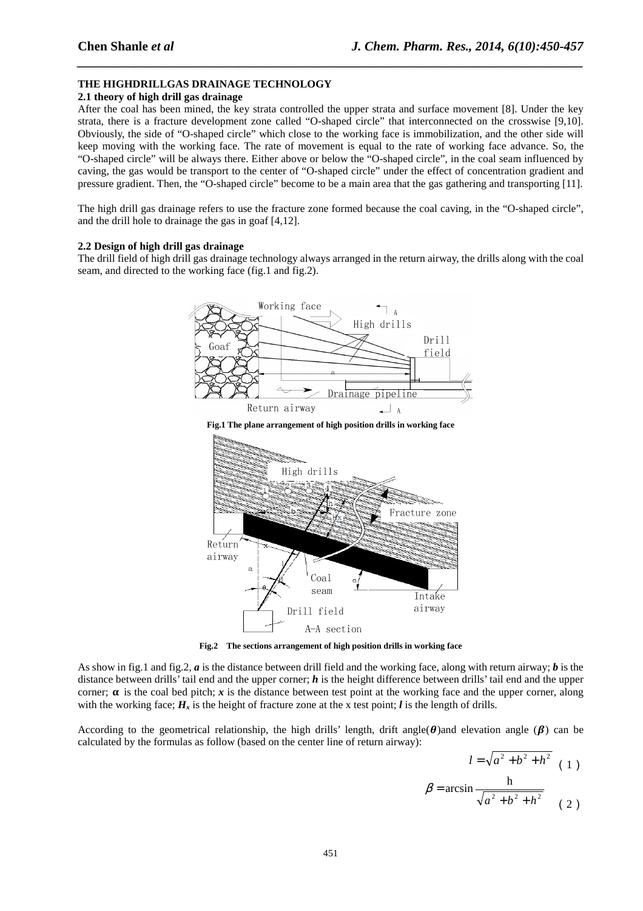## THE HIGHDRILLGAS DRAINAGE TECHNOLOGY

### 2.1 theory of high drill gas drainage

After the coal has been mined, the key strata controlled the upper strata and surface movement [8]. Under the key strata, there is a fracture development zone called "O-shaped circle" that interconnected on the crosswise [9,10]. Obviously, the side of "O-shaped circle" which close to the working face is immobilization, and the other side will keep moving with the working face. The rate of movement is equal to the rate of working face advance. So, the "O-shaped circle" will be always there. Either above or below the "O-shaped circle", in the coal seam influenced by caving, the gas would be transport to the center of "O-shaped circle" under the effect of concentration gradient and pressure gradient. Then, the "O-shaped circle" become to be a main area that the gas gathering and transporting [11].

The high drill gas drainage refers to use the fracture zone formed because the coal caving, in the "O-shaped circle", and the drill hole to drainage the gas in goaf [4,12].

### 2.2 Design of high drill gas drainage

The drill field of high drill gas drainage technology always arranged in the return airway, the drills along with the coal seam, and directed to the working face (fig.1 and fig.2).

**Fig.1 The plane arrangement of high position drills in working face**

**Fig.2 The sections arrangement of high position drills in working face**

As show in fig.1 and fig.2, $a$ is the distance between drill field and the working face, along with return airway; $b$ is the distance between drills' tail end and the upper corner; $h$ is the height difference between drills' tail end and the upper corner; $\alpha$ is the coal bed pitch; $x$ is the distance between test point at the working face and the upper corner, along with the working face; $H_x$ is the height of fracture zone at the x test point; $l$ is the length of drills.

According to the geometrical relationship, the high drills' length, drift angle($\theta$)and elevation angle ($\beta$) can be calculated by the formulas as follow (based on the center line of return airway):

$$l = \sqrt{a^2 + b^2 + h^2} \quad (1)$$

$$\beta = \arcsin \frac{h}{\sqrt{a^2 + b^2 + h^2}} \quad (2)$$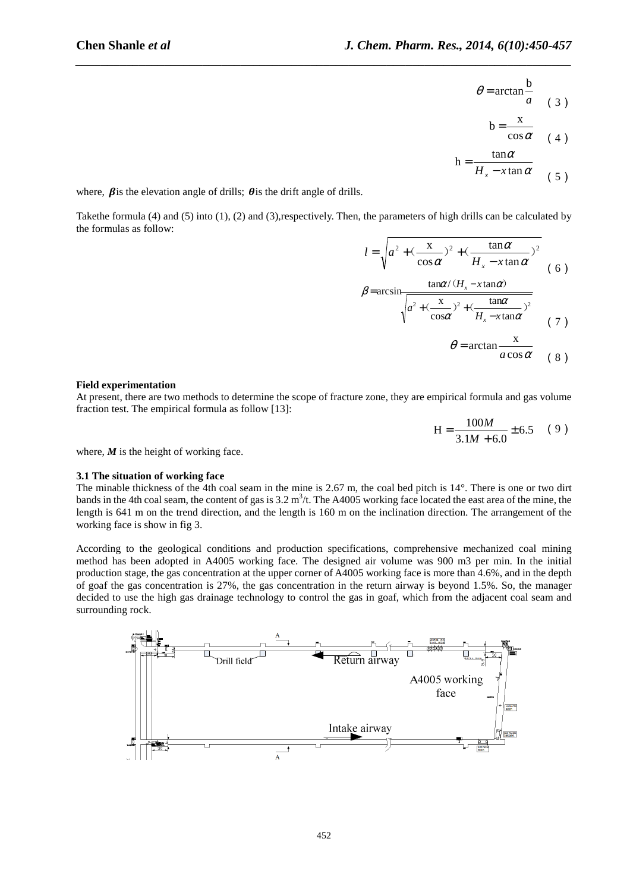$$\theta = \arctan\frac{b}{a} \quad (3)$$

$$b = \frac{x}{\cos\alpha} \quad (4)$$

$$h = \frac{\tan\alpha}{H_x - x\tan\alpha} \quad (5)$$

where, $\beta$ is the elevation angle of drills; $\theta$ is the drift angle of drills.

Takethe formula (4) and (5) into (1), (2) and (3),respectively. Then, the parameters of high drills can be calculated by the formulas as follow:

$$l = \sqrt{a^2 + (\frac{x}{\cos\alpha})^2 + (\frac{\tan\alpha}{H_x - x\tan\alpha})^2} \quad (6)$$

$$\beta = \arcsin\frac{\tan\alpha/(H_x - x\tan\alpha)}{\sqrt{a^2 + (\frac{x}{\cos\alpha})^2 + (\frac{\tan\alpha}{H_x - x\tan\alpha})^2}} \quad (7)$$

$$\theta = \arctan\frac{x}{a\cos\alpha} \quad (8)$$

**Field experimentation**

At present, there are two methods to determine the scope of fracture zone, they are empirical formula and gas volume fraction test. The empirical formula as follow [13]:

$$H = \frac{100M}{3.1M + 6.0} \pm 6.5 \quad (9)$$

where, $M$ is the height of working face.

**3.1 The situation of working face**

The minable thickness of the 4th coal seam in the mine is 2.67 m, the coal bed pitch is 14°. There is one or two dirt bands in the 4th coal seam, the content of gas is 3.2 $m^3$/t. The A4005 working face located the east area of the mine, the length is 641 m on the trend direction, and the length is 160 m on the inclination direction. The arrangement of the working face is show in fig 3.

According to the geological conditions and production specifications, comprehensive mechanized coal mining method has been adopted in A4005 working face. The designed air volume was 900 m3 per min. In the initial production stage, the gas concentration at the upper corner of A4005 working face is more than 4.6%, and in the depth of goaf the gas concentration is 27%, the gas concentration in the return airway is beyond 1.5%. So, the manager decided to use the high gas drainage technology to control the gas in goaf, which from the adjacent coal seam and surrounding rock.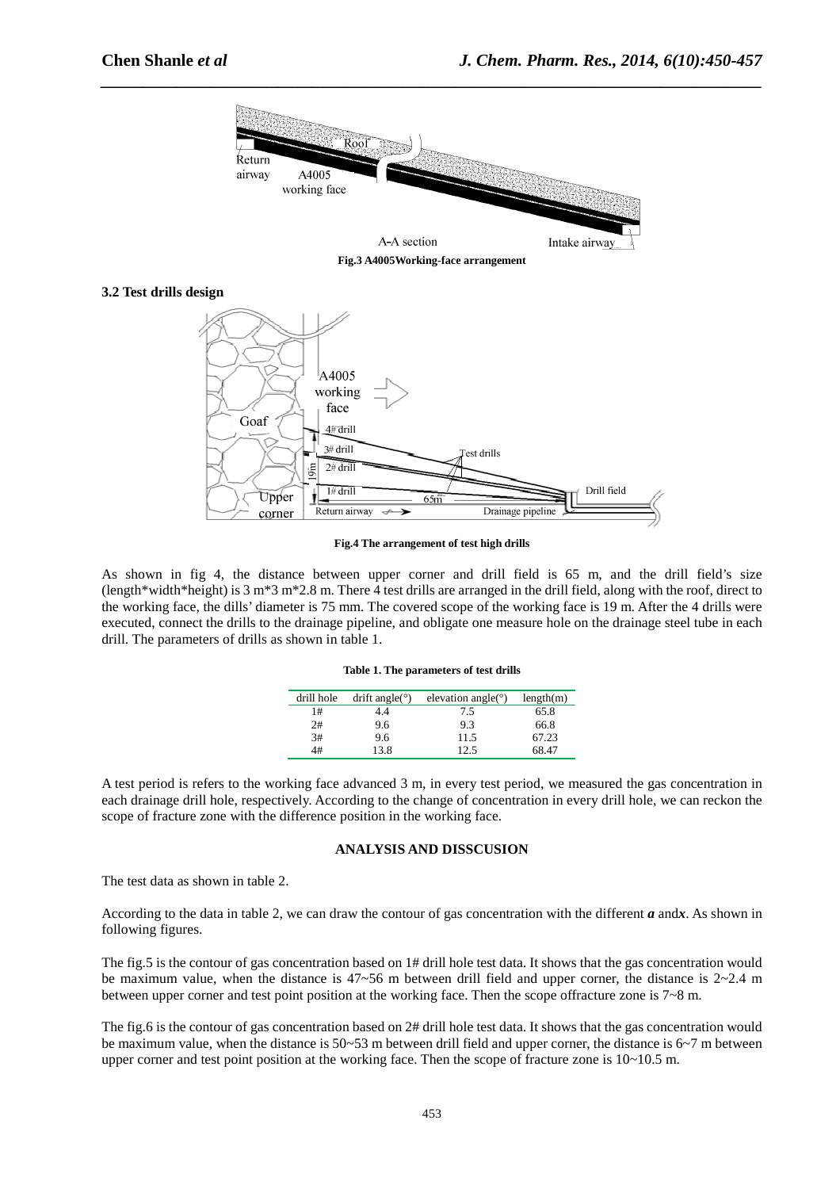Fig.3 A4005Working-face arrangement

### 3.2 Test drills design

Fig.4 The arrangement of test high drills

As shown in fig 4, the distance between upper corner and drill field is 65 m, and the drill field's size (length*width*height) is 3 m*3 m*2.8 m. There 4 test drills are arranged in the drill field, along with the roof, direct to the working face, the dills' diameter is 75 mm. The covered scope of the working face is 19 m. After the 4 drills were executed, connect the drills to the drainage pipeline, and obligate one measure hole on the drainage steel tube in each drill. The parameters of drills as shown in table 1.

**Table 1. The parameters of test drills**

| drill hole | drift angle(°) | elevation angle(°) | length(m) |
|---|---|---|---|
| 1# | 4.4 | 7.5 | 65.8 |
| 2# | 9.6 | 9.3 | 66.8 |
| 3# | 9.6 | 11.5 | 67.23 |
| 4# | 13.8 | 12.5 | 68.47 |

A test period is refers to the working face advanced 3 m, in every test period, we measured the gas concentration in each drainage drill hole, respectively. According to the change of concentration in every drill hole, we can reckon the scope of fracture zone with the difference position in the working face.

## ANALYSIS AND DISSCUSION

The test data as shown in table 2.

According to the data in table 2, we can draw the contour of gas concentration with the different ***a*** and***x***. As shown in following figures.

The fig.5 is the contour of gas concentration based on 1# drill hole test data. It shows that the gas concentration would be maximum value, when the distance is 47~56 m between drill field and upper corner, the distance is 2~2.4 m between upper corner and test point position at the working face. Then the scope offracture zone is 7~8 m.

The fig.6 is the contour of gas concentration based on 2# drill hole test data. It shows that the gas concentration would be maximum value, when the distance is 50~53 m between drill field and upper corner, the distance is 6~7 m between upper corner and test point position at the working face. Then the scope of fracture zone is 10~10.5 m.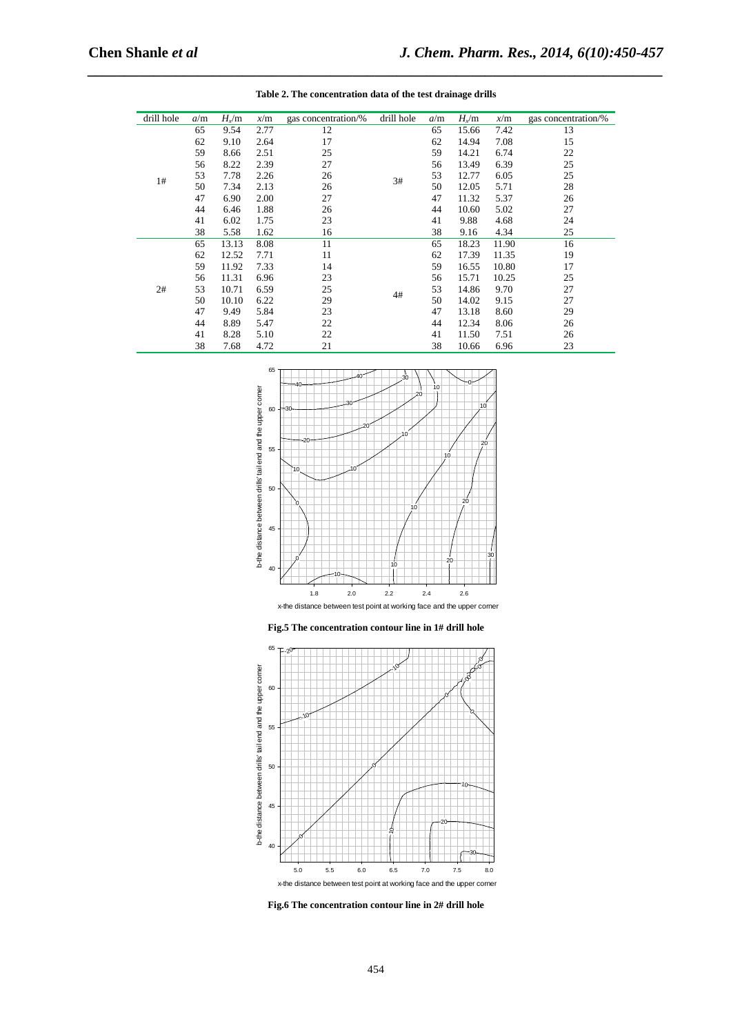**Table 2. The concentration data of the test drainage drills**

| drill hole | $a$/m | $H_x$/m | $x$/m | gas concentration/% | drill hole | $a$/m | $H_x$/m | $x$/m | gas concentration/% |
|---|---|---|---|---|---|---|---|---|---|
| 1# | 65 | 9.54 | 2.77 | 12 | 3# | 65 | 15.66 | 7.42 | 13 |
| | 62 | 9.10 | 2.64 | 17 | | 62 | 14.94 | 7.08 | 15 |
| | 59 | 8.66 | 2.51 | 25 | | 59 | 14.21 | 6.74 | 22 |
| | 56 | 8.22 | 2.39 | 27 | | 56 | 13.49 | 6.39 | 25 |
| | 53 | 7.78 | 2.26 | 26 | | 53 | 12.77 | 6.05 | 25 |
| | 50 | 7.34 | 2.13 | 26 | | 50 | 12.05 | 5.71 | 28 |
| | 47 | 6.90 | 2.00 | 27 | | 47 | 11.32 | 5.37 | 26 |
| | 44 | 6.46 | 1.88 | 26 | | 44 | 10.60 | 5.02 | 27 |
| | 41 | 6.02 | 1.75 | 23 | | 41 | 9.88 | 4.68 | 24 |
| | 38 | 5.58 | 1.62 | 16 | | 38 | 9.16 | 4.34 | 25 |
| 2# | 65 | 13.13 | 8.08 | 11 | 4# | 65 | 18.23 | 11.90 | 16 |
| | 62 | 12.52 | 7.71 | 11 | | 62 | 17.39 | 11.35 | 19 |
| | 59 | 11.92 | 7.33 | 14 | | 59 | 16.55 | 10.80 | 17 |
| | 56 | 11.31 | 6.96 | 23 | | 56 | 15.71 | 10.25 | 25 |
| | 53 | 10.71 | 6.59 | 25 | | 53 | 14.86 | 9.70 | 27 |
| | 50 | 10.10 | 6.22 | 29 | | 50 | 14.02 | 9.15 | 27 |
| | 47 | 9.49 | 5.84 | 23 | | 47 | 13.18 | 8.60 | 29 |
| | 44 | 8.89 | 5.47 | 22 | | 44 | 12.34 | 8.06 | 26 |
| | 41 | 8.28 | 5.10 | 22 | | 41 | 11.50 | 7.51 | 26 |
| | 38 | 7.68 | 4.72 | 21 | | 38 | 10.66 | 6.96 | 23 |

**Fig.5 The concentration contour line in 1# drill hole**

**Fig.6 The concentration contour line in 2# drill hole**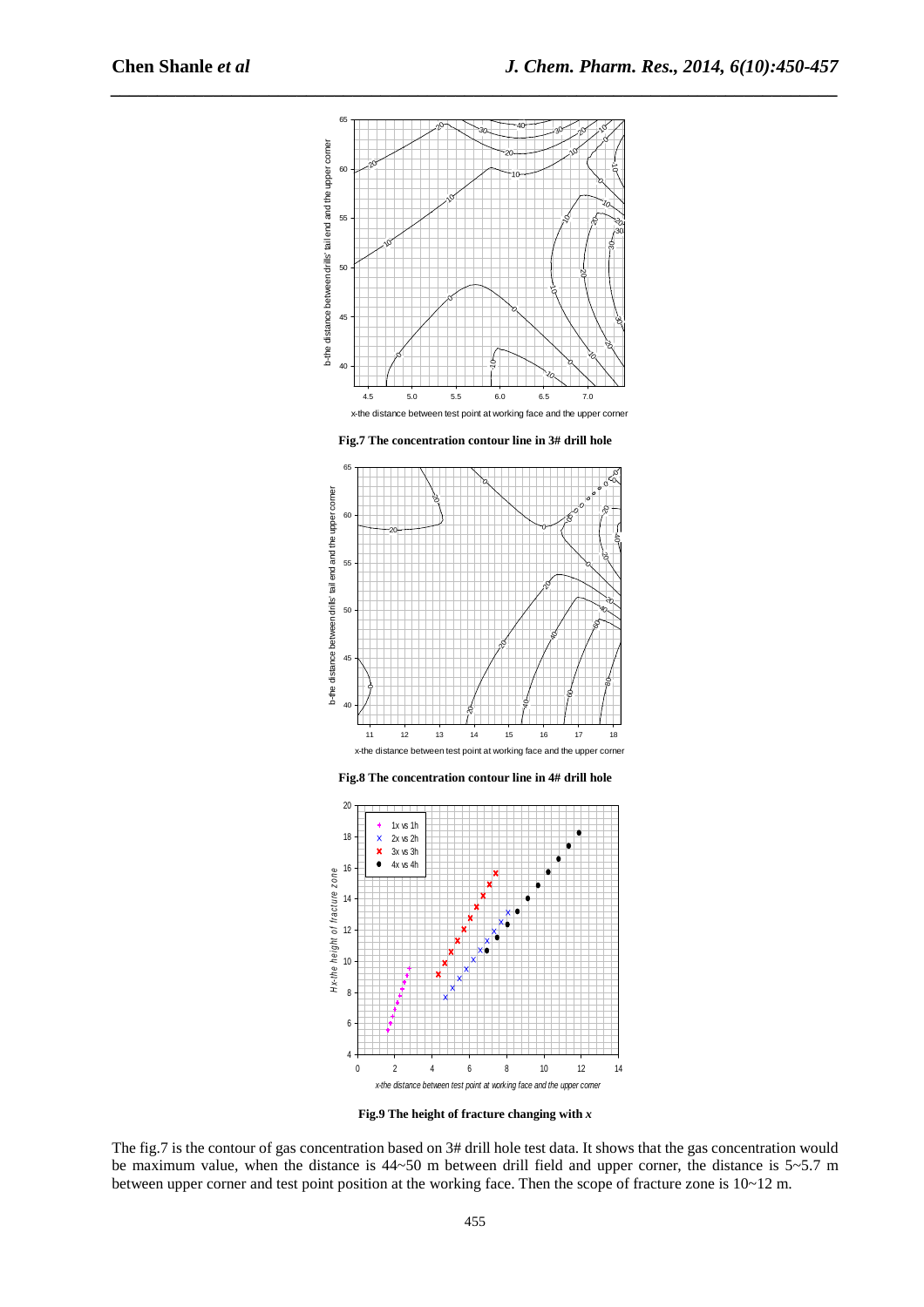Fig.7 The concentration contour line in 3# drill hole

Fig.8 The concentration contour line in 4# drill hole

Fig.9 The height of fracture changing with *x*

The fig.7 is the contour of gas concentration based on 3# drill hole test data. It shows that the gas concentration would be maximum value, when the distance is 44~50 m between drill field and upper corner, the distance is 5~5.7 m between upper corner and test point position at the working face. Then the scope of fracture zone is 10~12 m.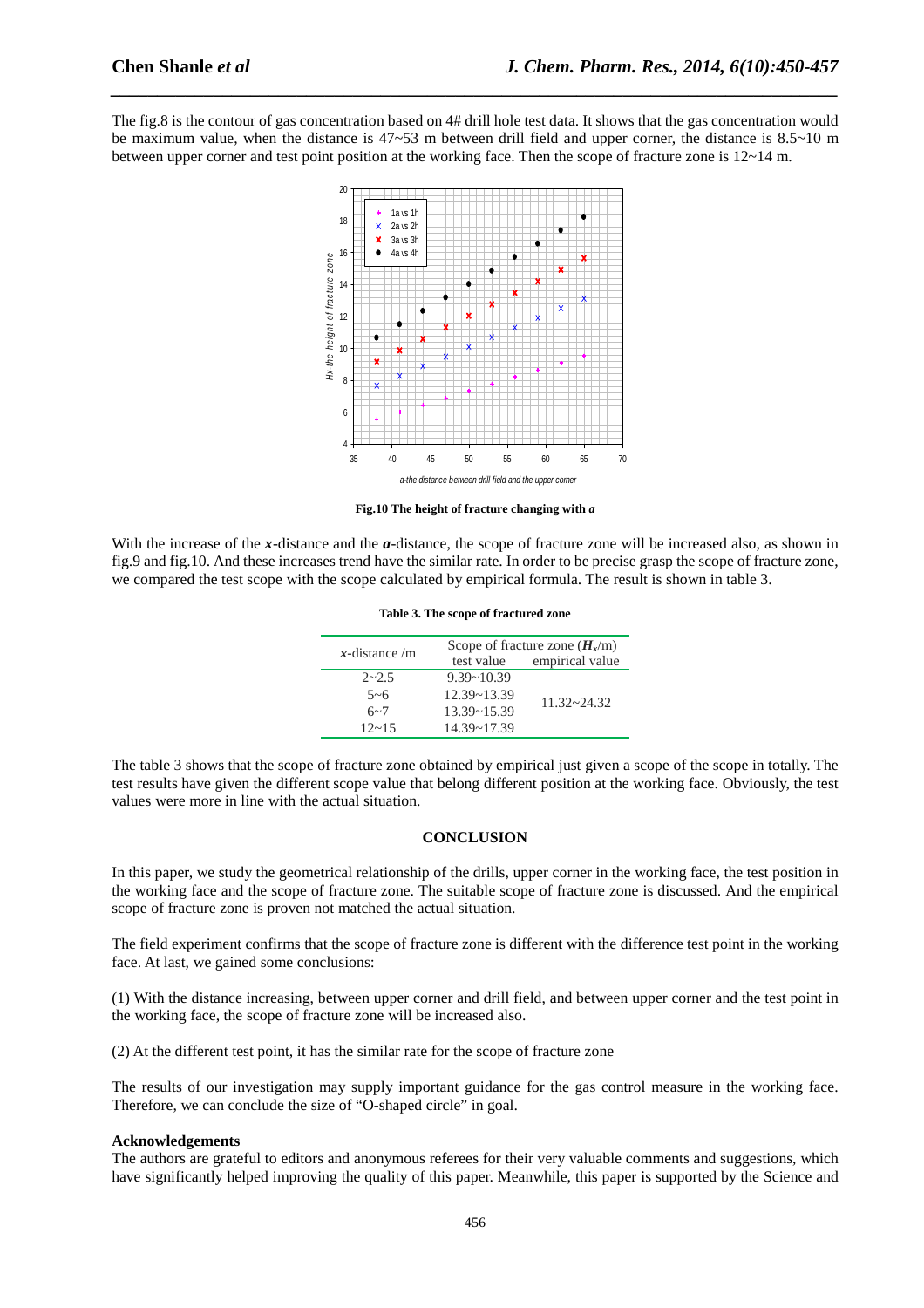The fig.8 is the contour of gas concentration based on 4# drill hole test data. It shows that the gas concentration would be maximum value, when the distance is 47~53 m between drill field and upper corner, the distance is 8.5~10 m between upper corner and test point position at the working face. Then the scope of fracture zone is 12~14 m.

**Fig.10 The height of fracture changing with *a***

With the increase of the ***x***-distance and the ***a***-distance, the scope of fracture zone will be increased also, as shown in fig.9 and fig.10. And these increases trend have the similar rate. In order to be precise grasp the scope of fracture zone, we compared the test scope with the scope calculated by empirical formula. The result is shown in table 3.

**Table 3. The scope of fractured zone**

| ***x***-distance /m | Scope of fracture zone ($H_x$/m) | |
|---|---|---|
| | test value | empirical value |
| 2~2.5 | 9.39~10.39 | 11.32~24.32 |
| 5~6 | 12.39~13.39 | |
| 6~7 | 13.39~15.39 | |
| 12~15 | 14.39~17.39 | |

The table 3 shows that the scope of fracture zone obtained by empirical just given a scope of the scope in totally. The test results have given the different scope value that belong different position at the working face. Obviously, the test values were more in line with the actual situation.

## CONCLUSION

In this paper, we study the geometrical relationship of the drills, upper corner in the working face, the test position in the working face and the scope of fracture zone. The suitable scope of fracture zone is discussed. And the empirical scope of fracture zone is proven not matched the actual situation.

The field experiment confirms that the scope of fracture zone is different with the difference test point in the working face. At last, we gained some conclusions:

(1) With the distance increasing, between upper corner and drill field, and between upper corner and the test point in the working face, the scope of fracture zone will be increased also.

(2) At the different test point, it has the similar rate for the scope of fracture zone

The results of our investigation may supply important guidance for the gas control measure in the working face. Therefore, we can conclude the size of "O-shaped circle" in goal.

### Acknowledgements

The authors are grateful to editors and anonymous referees for their very valuable comments and suggestions, which have significantly helped improving the quality of this paper. Meanwhile, this paper is supported by the Science and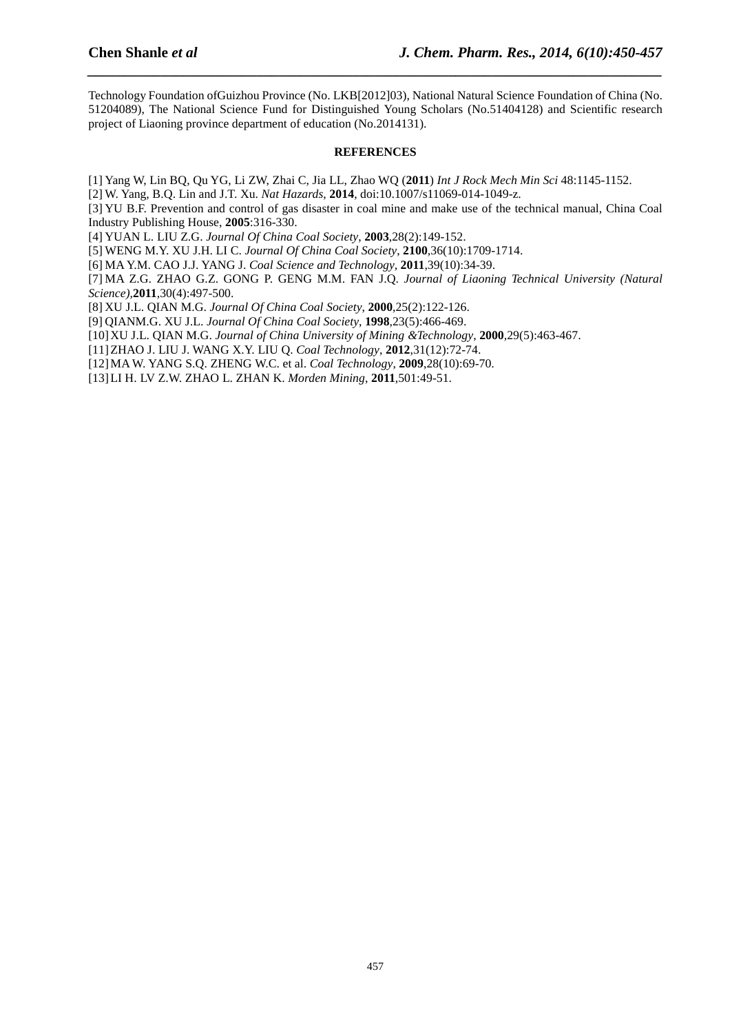Technology Foundation ofGuizhou Province (No. LKB[2012]03), National Natural Science Foundation of China (No. 51204089), The National Science Fund for Distinguished Young Scholars (No.51404128) and Scientific research project of Liaoning province department of education (No.2014131).

## REFERENCES

[1] Yang W, Lin BQ, Qu YG, Li ZW, Zhai C, Jia LL, Zhao WQ (**2011**) *Int J Rock Mech Min Sci* 48:1145-1152.

[2] W. Yang, B.Q. Lin and J.T. Xu. *Nat Hazards*, **2014**, doi:10.1007/s11069-014-1049-z.

[3] YU B.F. Prevention and control of gas disaster in coal mine and make use of the technical manual, China Coal Industry Publishing House, **2005**:316-330.

[4] YUAN L. LIU Z.G. *Journal Of China Coal Society*, **2003**,28(2):149-152.

[5] WENG M.Y. XU J.H. LI C. *Journal Of China Coal Society*, **2100**,36(10):1709-1714.

[6] MA Y.M. CAO J.J. YANG J. *Coal Science and Technology*, **2011**,39(10):34-39.

[7] MA Z.G. ZHAO G.Z. GONG P. GENG M.M. FAN J.Q. *Journal of Liaoning Technical University (Natural Science)*,**2011**,30(4):497-500.

[8] XU J.L. QIAN M.G. *Journal Of China Coal Society*, **2000**,25(2):122-126.

[9] QIANM.G. XU J.L. *Journal Of China Coal Society*, **1998**,23(5):466-469.

[10] XU J.L. QIAN M.G. *Journal of China University of Mining &Technology*, **2000**,29(5):463-467.

[11] ZHAO J. LIU J. WANG X.Y. LIU Q. *Coal Technology*, **2012**,31(12):72-74.

[12] MA W. YANG S.Q. ZHENG W.C. et al. *Coal Technology*, **2009**,28(10):69-70.

[13] LI H. LV Z.W. ZHAO L. ZHAN K. *Morden Mining*, **2011**,501:49-51.